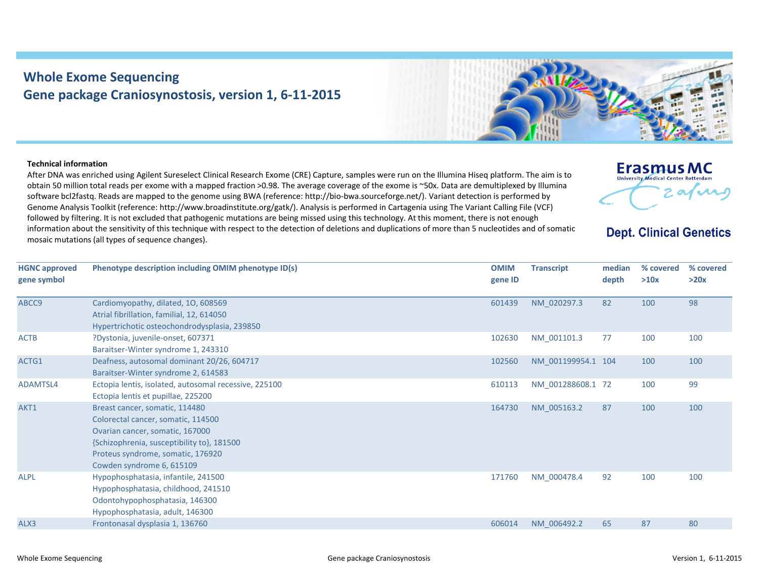# Whole Exome Sequencing
## Gene package Craniosynostosis, version 1, 6-11-2015

Erasmus MC
University Medical Center Rotterdam

Dept. Clinical Genetics

**Technical information**

After DNA was enriched using Agilent Sureselect Clinical Research Exome (CRE) Capture, samples were run on the Illumina Hiseq platform. The aim is to obtain 50 million total reads per exome with a mapped fraction >0.98. The average coverage of the exome is ~50x. Data are demultiplexed by Illumina software bcl2fastq. Reads are mapped to the genome using BWA (reference: http://bio-bwa.sourceforge.net/). Variant detection is performed by Genome Analysis Toolkit (reference: http://www.broadinstitute.org/gatk/). Analysis is performed in Cartagenia using The Variant Calling File (VCF) followed by filtering. It is not excluded that pathogenic mutations are being missed using this technology. At this moment, there is not enough information about the sensitivity of this technique with respect to the detection of deletions and duplications of more than 5 nucleotides and of somatic mosaic mutations (all types of sequence changes).

| HGNC approved gene symbol | Phenotype description including OMIM phenotype ID(s) | OMIM gene ID | Transcript | median depth | % covered >10x | % covered >20x |
|---|---|---|---|---|---|---|
| ABCC9 | Cardiomyopathy, dilated, 1O, 608569<br>Atrial fibrillation, familial, 12, 614050<br>Hypertrichotic osteochondrodysplasia, 239850 | 601439 | NM_020297.3 | 82 | 100 | 98 |
| ACTB | ?Dystonia, juvenile-onset, 607371<br>Baraitser-Winter syndrome 1, 243310 | 102630 | NM_001101.3 | 77 | 100 | 100 |
| ACTG1 | Deafness, autosomal dominant 20/26, 604717<br>Baraitser-Winter syndrome 2, 614583 | 102560 | NM_001199954.1 | 104 | 100 | 100 |
| ADAMTSL4 | Ectopia lentis, isolated, autosomal recessive, 225100<br>Ectopia lentis et pupillae, 225200 | 610113 | NM_001288608.1 | 72 | 100 | 99 |
| AKT1 | Breast cancer, somatic, 114480<br>Colorectal cancer, somatic, 114500<br>Ovarian cancer, somatic, 167000<br>{Schizophrenia, susceptibility to}, 181500<br>Proteus syndrome, somatic, 176920<br>Cowden syndrome 6, 615109 | 164730 | NM_005163.2 | 87 | 100 | 100 |
| ALPL | Hypophosphatasia, infantile, 241500<br>Hypophosphatasia, childhood, 241510<br>Odontohypophosphatasia, 146300<br>Hypophosphatasia, adult, 146300 | 171760 | NM_000478.4 | 92 | 100 | 100 |
| ALX3 | Frontonasal dysplasia 1, 136760 | 606014 | NM_006492.2 | 65 | 87 | 80 |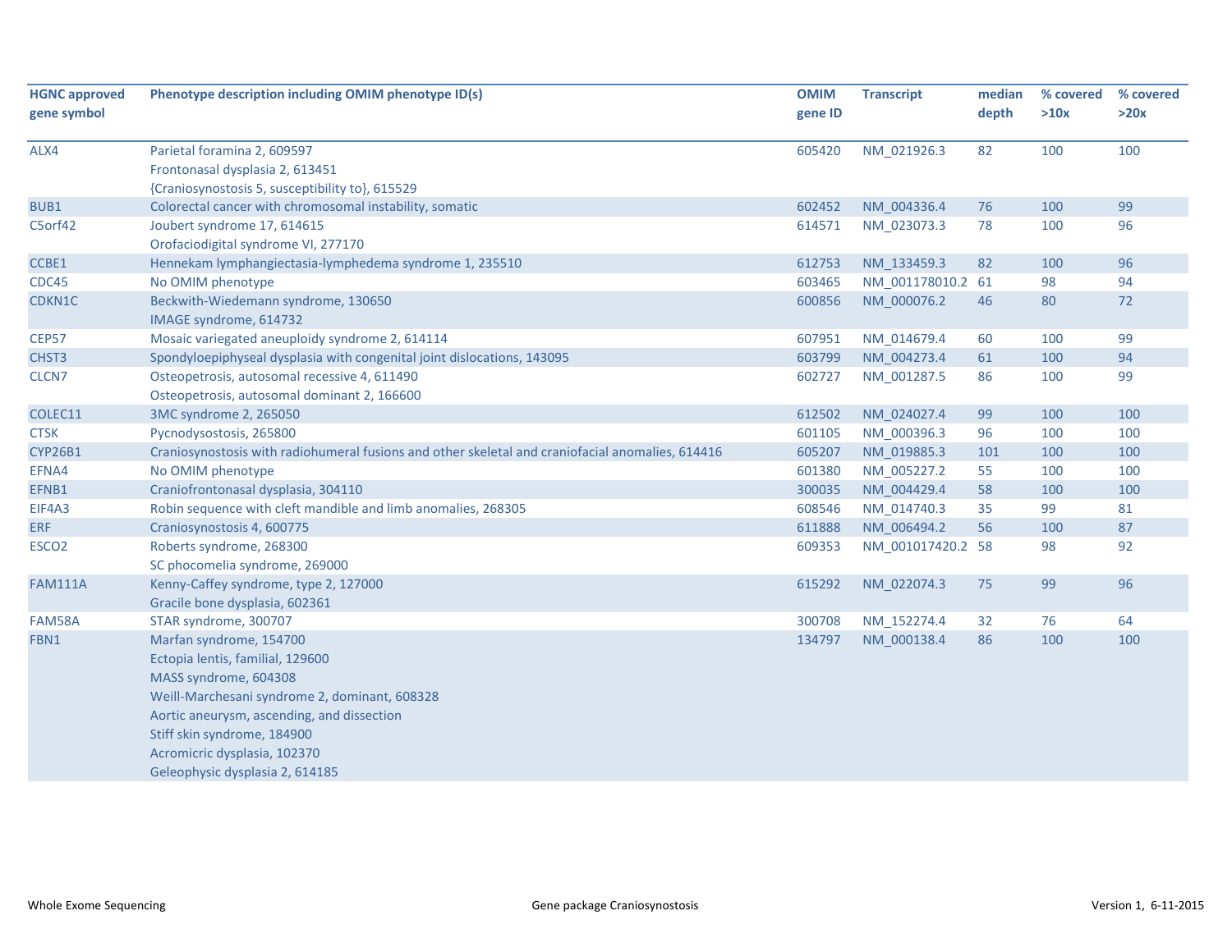| HGNC approved gene symbol | Phenotype description including OMIM phenotype ID(s) | OMIM gene ID | Transcript | median depth | % covered >10x | % covered >20x |
|---|---|---|---|---|---|---|
| ALX4 | Parietal foramina 2, 609597<br>Frontonasal dysplasia 2, 613451<br>{Craniosynostosis 5, susceptibility to}, 615529 | 605420 | NM_021926.3 | 82 | 100 | 100 |
| BUB1 | Colorectal cancer with chromosomal instability, somatic | 602452 | NM_004336.4 | 76 | 100 | 99 |
| C5orf42 | Joubert syndrome 17, 614615<br>Orofaciodigital syndrome VI, 277170 | 614571 | NM_023073.3 | 78 | 100 | 96 |
| CCBE1 | Hennekam lymphangiectasia-lymphedema syndrome 1, 235510 | 612753 | NM_133459.3 | 82 | 100 | 96 |
| CDC45 | No OMIM phenotype | 603465 | NM_001178010.2 | 61 | 98 | 94 |
| CDKN1C | Beckwith-Wiedemann syndrome, 130650<br>IMAGE syndrome, 614732 | 600856 | NM_000076.2 | 46 | 80 | 72 |
| CEP57 | Mosaic variegated aneuploidy syndrome 2, 614114 | 607951 | NM_014679.4 | 60 | 100 | 99 |
| CHST3 | Spondyloepiphyseal dysplasia with congenital joint dislocations, 143095 | 603799 | NM_004273.4 | 61 | 100 | 94 |
| CLCN7 | Osteopetrosis, autosomal recessive 4, 611490<br>Osteopetrosis, autosomal dominant 2, 166600 | 602727 | NM_001287.5 | 86 | 100 | 99 |
| COLEC11 | 3MC syndrome 2, 265050 | 612502 | NM_024027.4 | 99 | 100 | 100 |
| CTSK | Pycnodysostosis, 265800 | 601105 | NM_000396.3 | 96 | 100 | 100 |
| CYP26B1 | Craniosynostosis with radiohumeral fusions and other skeletal and craniofacial anomalies, 614416 | 605207 | NM_019885.3 | 101 | 100 | 100 |
| EFNA4 | No OMIM phenotype | 601380 | NM_005227.2 | 55 | 100 | 100 |
| EFNB1 | Craniofrontonasal dysplasia, 304110 | 300035 | NM_004429.4 | 58 | 100 | 100 |
| EIF4A3 | Robin sequence with cleft mandible and limb anomalies, 268305 | 608546 | NM_014740.3 | 35 | 99 | 81 |
| ERF | Craniosynostosis 4, 600775 | 611888 | NM_006494.2 | 56 | 100 | 87 |
| ESCO2 | Roberts syndrome, 268300<br>SC phocomelia syndrome, 269000 | 609353 | NM_001017420.2 | 58 | 98 | 92 |
| FAM111A | Kenny-Caffey syndrome, type 2, 127000<br>Gracile bone dysplasia, 602361 | 615292 | NM_022074.3 | 75 | 99 | 96 |
| FAM58A | STAR syndrome, 300707 | 300708 | NM_152274.4 | 32 | 76 | 64 |
| FBN1 | Marfan syndrome, 154700<br>Ectopia lentis, familial, 129600<br>MASS syndrome, 604308<br>Weill-Marchesani syndrome 2, dominant, 608328<br>Aortic aneurysm, ascending, and dissection<br>Stiff skin syndrome, 184900<br>Acromicric dysplasia, 102370<br>Geleophysic dysplasia 2, 614185 | 134797 | NM_000138.4 | 86 | 100 | 100 |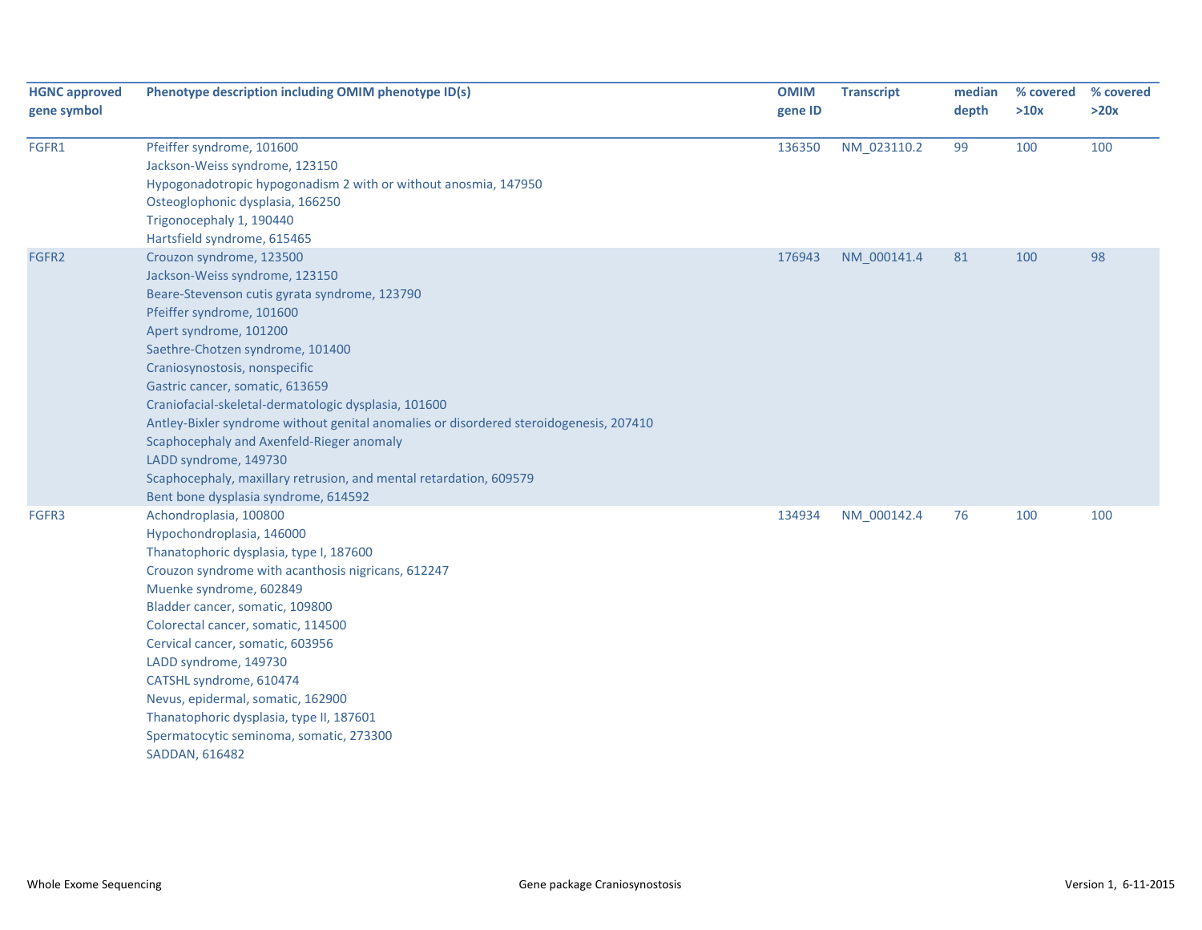| HGNC approved gene symbol | Phenotype description including OMIM phenotype ID(s) | OMIM gene ID | Transcript | median depth | % covered >10x | % covered >20x |
|---|---|---|---|---|---|---|
| FGFR1 | Pfeiffer syndrome, 101600<br>Jackson-Weiss syndrome, 123150<br>Hypogonadotropic hypogonadism 2 with or without anosmia, 147950<br>Osteoglophonic dysplasia, 166250<br>Trigonocephaly 1, 190440<br>Hartsfield syndrome, 615465 | 136350 | NM_023110.2 | 99 | 100 | 100 |
| FGFR2 | Crouzon syndrome, 123500<br>Jackson-Weiss syndrome, 123150<br>Beare-Stevenson cutis gyrata syndrome, 123790<br>Pfeiffer syndrome, 101600<br>Apert syndrome, 101200<br>Saethre-Chotzen syndrome, 101400<br>Craniosynostosis, nonspecific<br>Gastric cancer, somatic, 613659<br>Craniofacial-skeletal-dermatologic dysplasia, 101600<br>Antley-Bixler syndrome without genital anomalies or disordered steroidogenesis, 207410<br>Scaphocephaly and Axenfeld-Rieger anomaly<br>LADD syndrome, 149730<br>Scaphocephaly, maxillary retrusion, and mental retardation, 609579<br>Bent bone dysplasia syndrome, 614592 | 176943 | NM_000141.4 | 81 | 100 | 98 |
| FGFR3 | Achondroplasia, 100800<br>Hypochondroplasia, 146000<br>Thanatophoric dysplasia, type I, 187600<br>Crouzon syndrome with acanthosis nigricans, 612247<br>Muenke syndrome, 602849<br>Bladder cancer, somatic, 109800<br>Colorectal cancer, somatic, 114500<br>Cervical cancer, somatic, 603956<br>LADD syndrome, 149730<br>CATSHL syndrome, 610474<br>Nevus, epidermal, somatic, 162900<br>Thanatophoric dysplasia, type II, 187601<br>Spermatocytic seminoma, somatic, 273300<br>SADDAN, 616482 | 134934 | NM_000142.4 | 76 | 100 | 100 |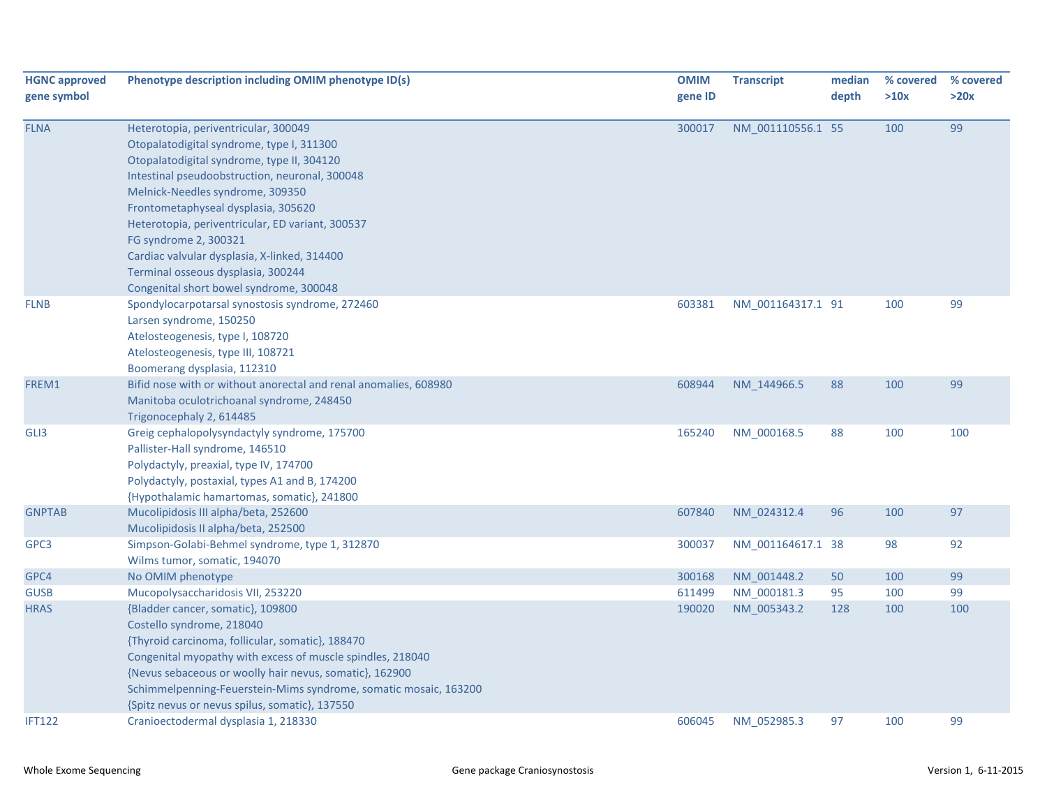| HGNC approved gene symbol | Phenotype description including OMIM phenotype ID(s) | OMIM gene ID | Transcript | median depth | % covered >10x | % covered >20x |
|---|---|---|---|---|---|---|
| FLNA | Heterotopia, periventricular, 300049<br>Otopalatodigital syndrome, type I, 311300<br>Otopalatodigital syndrome, type II, 304120<br>Intestinal pseudoobstruction, neuronal, 300048<br>Melnick-Needles syndrome, 309350<br>Frontometaphyseal dysplasia, 305620<br>Heterotopia, periventricular, ED variant, 300537<br>FG syndrome 2, 300321<br>Cardiac valvular dysplasia, X-linked, 314400<br>Terminal osseous dysplasia, 300244<br>Congenital short bowel syndrome, 300048 | 300017 | NM_001110556.1 | 55 | 100 | 99 |
| FLNB | Spondylocarpotarsal synostosis syndrome, 272460<br>Larsen syndrome, 150250<br>Atelosteogenesis, type I, 108720<br>Atelosteogenesis, type III, 108721<br>Boomerang dysplasia, 112310 | 603381 | NM_001164317.1 | 91 | 100 | 99 |
| FREM1 | Bifid nose with or without anorectal and renal anomalies, 608980<br>Manitoba oculotrichoanal syndrome, 248450<br>Trigonocephaly 2, 614485 | 608944 | NM_144966.5 | 88 | 100 | 99 |
| GLI3 | Greig cephalopolysyndactyly syndrome, 175700<br>Pallister-Hall syndrome, 146510<br>Polydactyly, preaxial, type IV, 174700<br>Polydactyly, postaxial, types A1 and B, 174200<br>{Hypothalamic hamartomas, somatic}, 241800 | 165240 | NM_000168.5 | 88 | 100 | 100 |
| GNPTAB | Mucolipidosis III alpha/beta, 252600<br>Mucolipidosis II alpha/beta, 252500 | 607840 | NM_024312.4 | 96 | 100 | 97 |
| GPC3 | Simpson-Golabi-Behmel syndrome, type 1, 312870<br>Wilms tumor, somatic, 194070 | 300037 | NM_001164617.1 | 38 | 98 | 92 |
| GPC4 | No OMIM phenotype | 300168 | NM_001448.2 | 50 | 100 | 99 |
| GUSB | Mucopolysaccharidosis VII, 253220 | 611499 | NM_000181.3 | 95 | 100 | 99 |
| HRAS | {Bladder cancer, somatic}, 109800<br>Costello syndrome, 218040<br>{Thyroid carcinoma, follicular, somatic}, 188470<br>Congenital myopathy with excess of muscle spindles, 218040<br>{Nevus sebaceous or woolly hair nevus, somatic}, 162900<br>Schimmelpenning-Feuerstein-Mims syndrome, somatic mosaic, 163200<br>{Spitz nevus or nevus spilus, somatic}, 137550 | 190020 | NM_005343.2 | 128 | 100 | 100 |
| IFT122 | Cranioectodermal dysplasia 1, 218330 | 606045 | NM_052985.3 | 97 | 100 | 99 |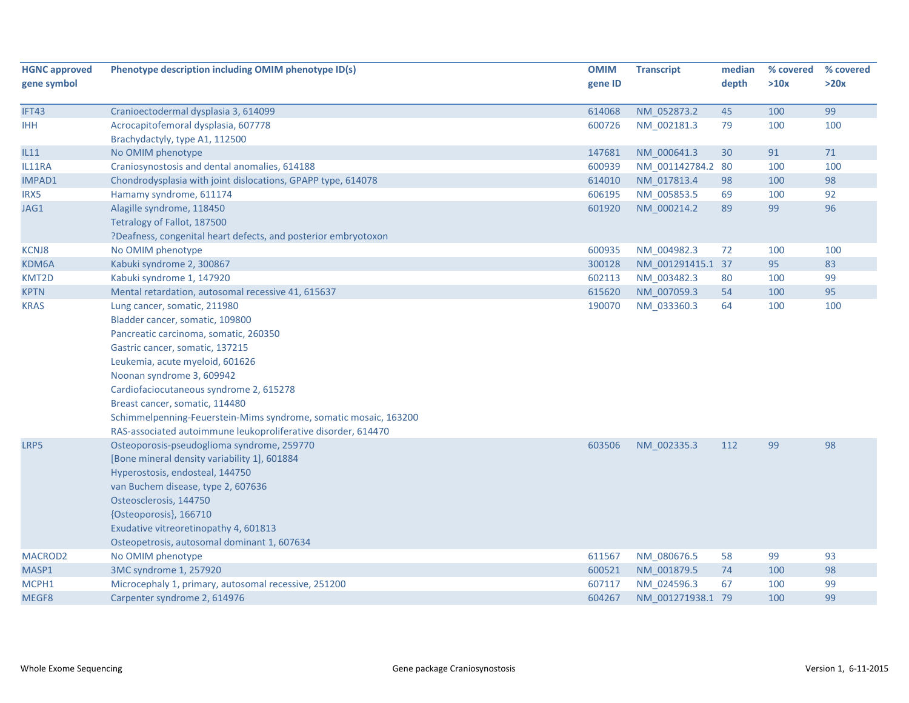| HGNC approved gene symbol | Phenotype description including OMIM phenotype ID(s) | OMIM gene ID | Transcript | median depth | % covered >10x | % covered >20x |
|---|---|---|---|---|---|---|
| IFT43 | Cranioectodermal dysplasia 3, 614099 | 614068 | NM_052873.2 | 45 | 100 | 99 |
| IHH | Acrocapitofemoral dysplasia, 607778<br>Brachydactyly, type A1, 112500 | 600726 | NM_002181.3 | 79 | 100 | 100 |
| IL11 | No OMIM phenotype | 147681 | NM_000641.3 | 30 | 91 | 71 |
| IL11RA | Craniosynostosis and dental anomalies, 614188 | 600939 | NM_001142784.2 | 80 | 100 | 100 |
| IMPAD1 | Chondrodysplasia with joint dislocations, GPAPP type, 614078 | 614010 | NM_017813.4 | 98 | 100 | 98 |
| IRX5 | Hamamy syndrome, 611174 | 606195 | NM_005853.5 | 69 | 100 | 92 |
| JAG1 | Alagille syndrome, 118450<br>Tetralogy of Fallot, 187500<br>?Deafness, congenital heart defects, and posterior embryotoxon | 601920 | NM_000214.2 | 89 | 99 | 96 |
| KCNJ8 | No OMIM phenotype | 600935 | NM_004982.3 | 72 | 100 | 100 |
| KDM6A | Kabuki syndrome 2, 300867 | 300128 | NM_001291415.1 | 37 | 95 | 83 |
| KMT2D | Kabuki syndrome 1, 147920 | 602113 | NM_003482.3 | 80 | 100 | 99 |
| KPTN | Mental retardation, autosomal recessive 41, 615637 | 615620 | NM_007059.3 | 54 | 100 | 95 |
| KRAS | Lung cancer, somatic, 211980<br>Bladder cancer, somatic, 109800<br>Pancreatic carcinoma, somatic, 260350<br>Gastric cancer, somatic, 137215<br>Leukemia, acute myeloid, 601626<br>Noonan syndrome 3, 609942<br>Cardiofaciocutaneous syndrome 2, 615278<br>Breast cancer, somatic, 114480<br>Schimmelpenning-Feuerstein-Mims syndrome, somatic mosaic, 163200<br>RAS-associated autoimmune leukoproliferative disorder, 614470 | 190070 | NM_033360.3 | 64 | 100 | 100 |
| LRP5 | Osteoporosis-pseudoglioma syndrome, 259770<br>[Bone mineral density variability 1], 601884<br>Hyperostosis, endosteal, 144750<br>van Buchem disease, type 2, 607636<br>Osteosclerosis, 144750<br>{Osteoporosis}, 166710<br>Exudative vitreoretinopathy 4, 601813<br>Osteopetrosis, autosomal dominant 1, 607634 | 603506 | NM_002335.3 | 112 | 99 | 98 |
| MACROD2 | No OMIM phenotype | 611567 | NM_080676.5 | 58 | 99 | 93 |
| MASP1 | 3MC syndrome 1, 257920 | 600521 | NM_001879.5 | 74 | 100 | 98 |
| MCPH1 | Microcephaly 1, primary, autosomal recessive, 251200 | 607117 | NM_024596.3 | 67 | 100 | 99 |
| MEGF8 | Carpenter syndrome 2, 614976 | 604267 | NM_001271938.1 | 79 | 100 | 99 |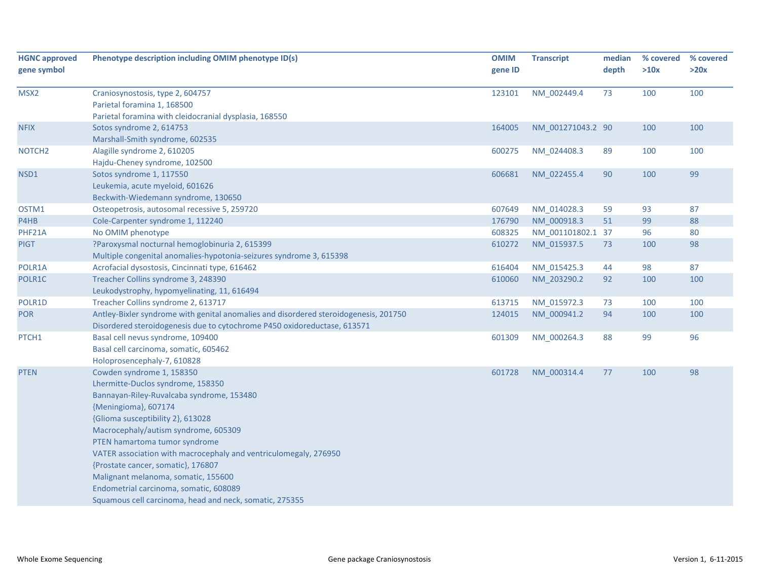| HGNC approved gene symbol | Phenotype description including OMIM phenotype ID(s) | OMIM gene ID | Transcript | median depth | % covered >10x | % covered >20x |
|---|---|---|---|---|---|---|
| MSX2 | Craniosynostosis, type 2, 604757<br>Parietal foramina 1, 168500<br>Parietal foramina with cleidocranial dysplasia, 168550 | 123101 | NM_002449.4 | 73 | 100 | 100 |
| NFIX | Sotos syndrome 2, 614753<br>Marshall-Smith syndrome, 602535 | 164005 | NM_001271043.2 | 90 | 100 | 100 |
| NOTCH2 | Alagille syndrome 2, 610205<br>Hajdu-Cheney syndrome, 102500 | 600275 | NM_024408.3 | 89 | 100 | 100 |
| NSD1 | Sotos syndrome 1, 117550<br>Leukemia, acute myeloid, 601626<br>Beckwith-Wiedemann syndrome, 130650 | 606681 | NM_022455.4 | 90 | 100 | 99 |
| OSTM1 | Osteopetrosis, autosomal recessive 5, 259720 | 607649 | NM_014028.3 | 59 | 93 | 87 |
| P4HB | Cole-Carpenter syndrome 1, 112240 | 176790 | NM_000918.3 | 51 | 99 | 88 |
| PHF21A | No OMIM phenotype | 608325 | NM_001101802.1 | 37 | 96 | 80 |
| PIGT | ?Paroxysmal nocturnal hemoglobinuria 2, 615399<br>Multiple congenital anomalies-hypotonia-seizures syndrome 3, 615398 | 610272 | NM_015937.5 | 73 | 100 | 98 |
| POLR1A | Acrofacial dysostosis, Cincinnati type, 616462 | 616404 | NM_015425.3 | 44 | 98 | 87 |
| POLR1C | Treacher Collins syndrome 3, 248390<br>Leukodystrophy, hypomyelinating, 11, 616494 | 610060 | NM_203290.2 | 92 | 100 | 100 |
| POLR1D | Treacher Collins syndrome 2, 613717 | 613715 | NM_015972.3 | 73 | 100 | 100 |
| POR | Antley-Bixler syndrome with genital anomalies and disordered steroidogenesis, 201750<br>Disordered steroidogenesis due to cytochrome P450 oxidoreductase, 613571 | 124015 | NM_000941.2 | 94 | 100 | 100 |
| PTCH1 | Basal cell nevus syndrome, 109400<br>Basal cell carcinoma, somatic, 605462<br>Holoprosencephaly-7, 610828 | 601309 | NM_000264.3 | 88 | 99 | 96 |
| PTEN | Cowden syndrome 1, 158350<br>Lhermitte-Duclos syndrome, 158350<br>Bannayan-Riley-Ruvalcaba syndrome, 153480<br>{Meningioma}, 607174<br>{Glioma susceptibility 2}, 613028<br>Macrocephaly/autism syndrome, 605309<br>PTEN hamartoma tumor syndrome<br>VATER association with macrocephaly and ventriculomegaly, 276950<br>{Prostate cancer, somatic}, 176807<br>Malignant melanoma, somatic, 155600<br>Endometrial carcinoma, somatic, 608089<br>Squamous cell carcinoma, head and neck, somatic, 275355 | 601728 | NM_000314.4 | 77 | 100 | 98 |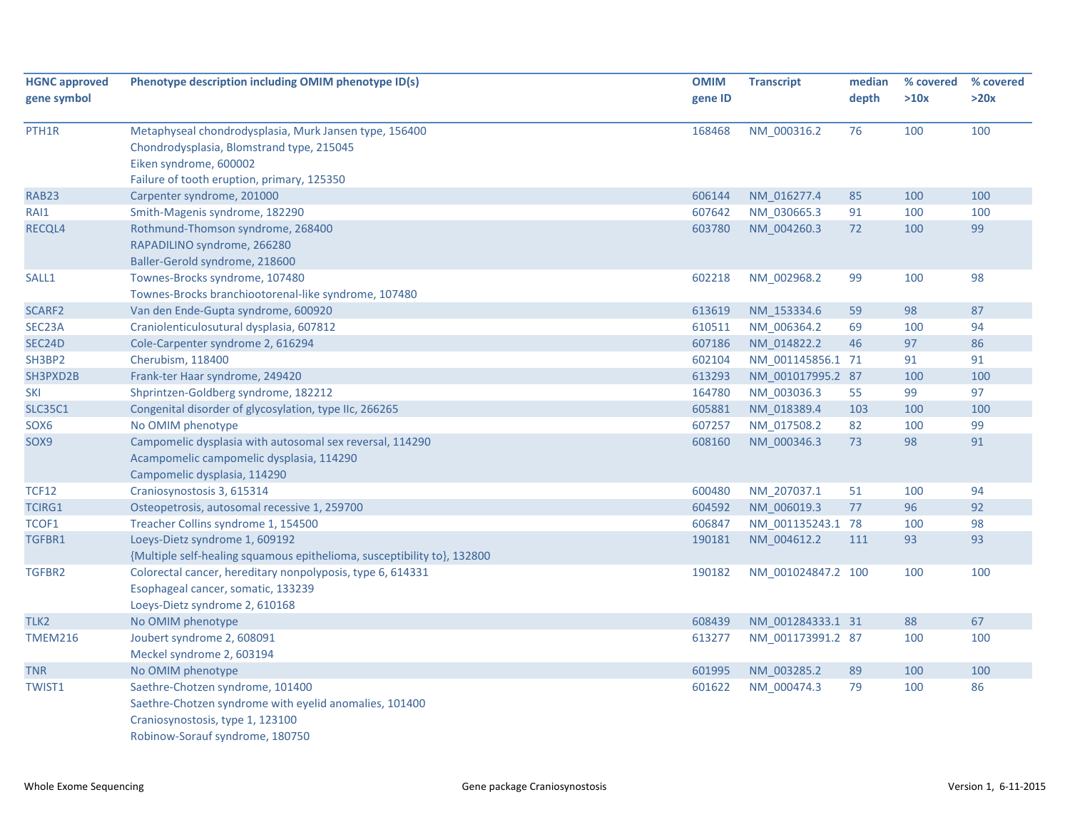| HGNC approved gene symbol | Phenotype description including OMIM phenotype ID(s) | OMIM gene ID | Transcript | median depth | % covered >10x | % covered >20x |
|---|---|---|---|---|---|---|
| PTH1R | Metaphyseal chondrodysplasia, Murk Jansen type, 156400<br>Chondrodysplasia, Blomstrand type, 215045<br>Eiken syndrome, 600002<br>Failure of tooth eruption, primary, 125350 | 168468 | NM_000316.2 | 76 | 100 | 100 |
| RAB23 | Carpenter syndrome, 201000 | 606144 | NM_016277.4 | 85 | 100 | 100 |
| RAI1 | Smith-Magenis syndrome, 182290 | 607642 | NM_030665.3 | 91 | 100 | 100 |
| RECQL4 | Rothmund-Thomson syndrome, 268400<br>RAPADILINO syndrome, 266280<br>Baller-Gerold syndrome, 218600 | 603780 | NM_004260.3 | 72 | 100 | 99 |
| SALL1 | Townes-Brocks syndrome, 107480<br>Townes-Brocks branchiootorenal-like syndrome, 107480 | 602218 | NM_002968.2 | 99 | 100 | 98 |
| SCARF2 | Van den Ende-Gupta syndrome, 600920 | 613619 | NM_153334.6 | 59 | 98 | 87 |
| SEC23A | Craniolenticulosutural dysplasia, 607812 | 610511 | NM_006364.2 | 69 | 100 | 94 |
| SEC24D | Cole-Carpenter syndrome 2, 616294 | 607186 | NM_014822.2 | 46 | 97 | 86 |
| SH3BP2 | Cherubism, 118400 | 602104 | NM_001145856.1 | 71 | 91 | 91 |
| SH3PXD2B | Frank-ter Haar syndrome, 249420 | 613293 | NM_001017995.2 | 87 | 100 | 100 |
| SKI | Shprintzen-Goldberg syndrome, 182212 | 164780 | NM_003036.3 | 55 | 99 | 97 |
| SLC35C1 | Congenital disorder of glycosylation, type IIc, 266265 | 605881 | NM_018389.4 | 103 | 100 | 100 |
| SOX6 | No OMIM phenotype | 607257 | NM_017508.2 | 82 | 100 | 99 |
| SOX9 | Campomelic dysplasia with autosomal sex reversal, 114290<br>Acampomelic campomelic dysplasia, 114290<br>Campomelic dysplasia, 114290 | 608160 | NM_000346.3 | 73 | 98 | 91 |
| TCF12 | Craniosynostosis 3, 615314 | 600480 | NM_207037.1 | 51 | 100 | 94 |
| TCIRG1 | Osteopetrosis, autosomal recessive 1, 259700 | 604592 | NM_006019.3 | 77 | 96 | 92 |
| TCOF1 | Treacher Collins syndrome 1, 154500 | 606847 | NM_001135243.1 | 78 | 100 | 98 |
| TGFBR1 | Loeys-Dietz syndrome 1, 609192<br>{Multiple self-healing squamous epithelioma, susceptibility to}, 132800 | 190181 | NM_004612.2 | 111 | 93 | 93 |
| TGFBR2 | Colorectal cancer, hereditary nonpolyposis, type 6, 614331<br>Esophageal cancer, somatic, 133239<br>Loeys-Dietz syndrome 2, 610168 | 190182 | NM_001024847.2 | 100 | 100 | 100 |
| TLK2 | No OMIM phenotype | 608439 | NM_001284333.1 | 31 | 88 | 67 |
| TMEM216 | Joubert syndrome 2, 608091<br>Meckel syndrome 2, 603194 | 613277 | NM_001173991.2 | 87 | 100 | 100 |
| TNR | No OMIM phenotype | 601995 | NM_003285.2 | 89 | 100 | 100 |
| TWIST1 | Saethre-Chotzen syndrome, 101400<br>Saethre-Chotzen syndrome with eyelid anomalies, 101400<br>Craniosynostosis, type 1, 123100<br>Robinow-Sorauf syndrome, 180750 | 601622 | NM_000474.3 | 79 | 100 | 86 |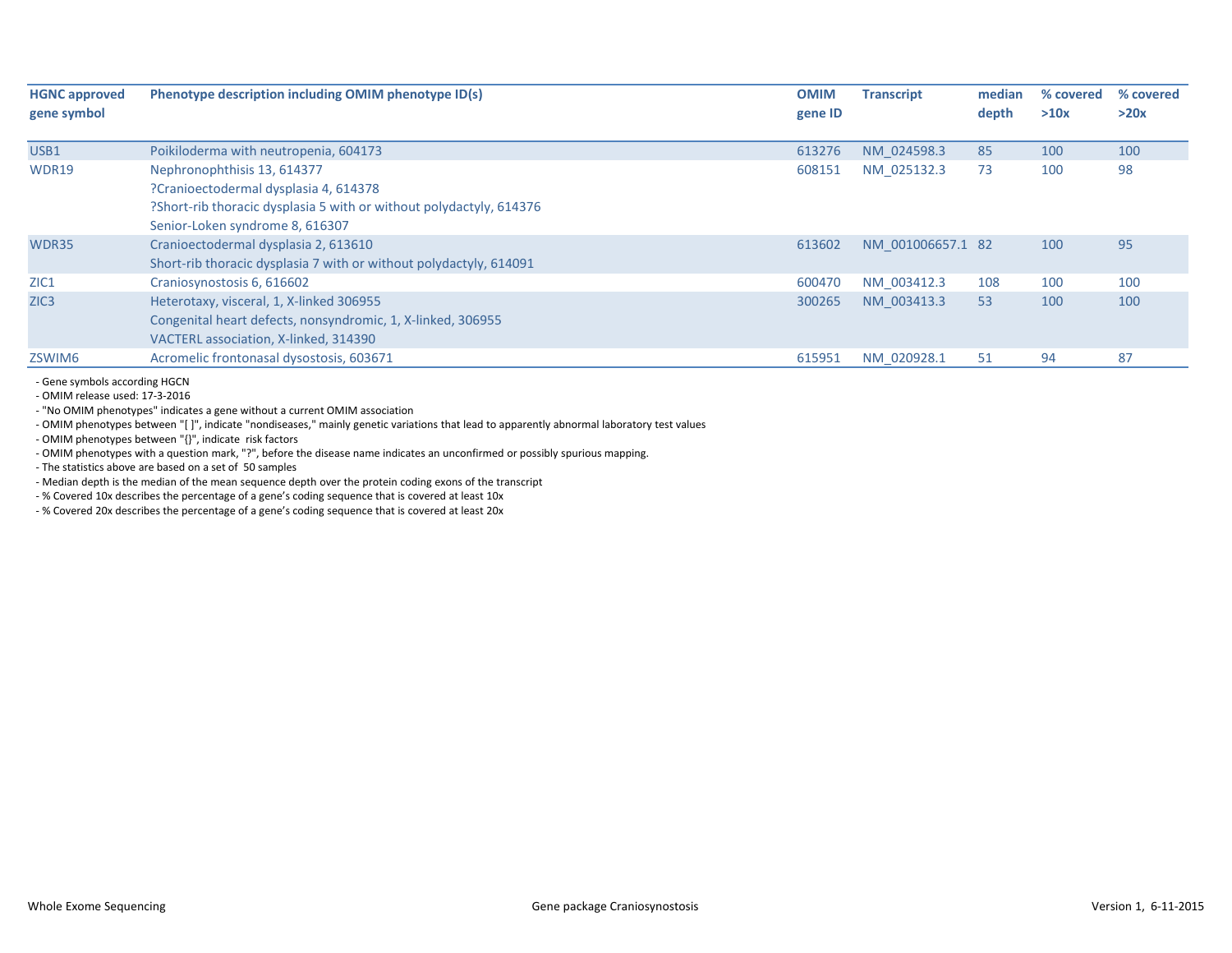| HGNC approved gene symbol | Phenotype description including OMIM phenotype ID(s) | OMIM gene ID | Transcript | median depth | % covered >10x | % covered >20x |
|---|---|---|---|---|---|---|
| USB1 | Poikiloderma with neutropenia, 604173 | 613276 | NM_024598.3 | 85 | 100 | 100 |
| WDR19 | Nephronophthisis 13, 614377<br>?Cranioectodermal dysplasia 4, 614378<br>?Short-rib thoracic dysplasia 5 with or without polydactyly, 614376<br>Senior-Loken syndrome 8, 616307 | 608151 | NM_025132.3 | 73 | 100 | 98 |
| WDR35 | Cranioectodermal dysplasia 2, 613610<br>Short-rib thoracic dysplasia 7 with or without polydactyly, 614091 | 613602 | NM_001006657.1 | 82 | 100 | 95 |
| ZIC1 | Craniosynostosis 6, 616602 | 600470 | NM_003412.3 | 108 | 100 | 100 |
| ZIC3 | Heterotaxy, visceral, 1, X-linked 306955<br>Congenital heart defects, nonsyndromic, 1, X-linked, 306955<br>VACTERL association, X-linked, 314390 | 300265 | NM_003413.3 | 53 | 100 | 100 |
| ZSWIM6 | Acromelic frontonasal dysostosis, 603671 | 615951 | NM_020928.1 | 51 | 94 | 87 |

- Gene symbols according HGCN
- OMIM release used: 17-3-2016
- "No OMIM phenotypes" indicates a gene without a current OMIM association
- OMIM phenotypes between "[ ]", indicate "nondiseases," mainly genetic variations that lead to apparently abnormal laboratory test values
- OMIM phenotypes between "{}", indicate risk factors
- OMIM phenotypes with a question mark, "?", before the disease name indicates an unconfirmed or possibly spurious mapping.
- The statistics above are based on a set of 50 samples
- Median depth is the median of the mean sequence depth over the protein coding exons of the transcript
- % Covered 10x describes the percentage of a gene's coding sequence that is covered at least 10x
- % Covered 20x describes the percentage of a gene's coding sequence that is covered at least 20x